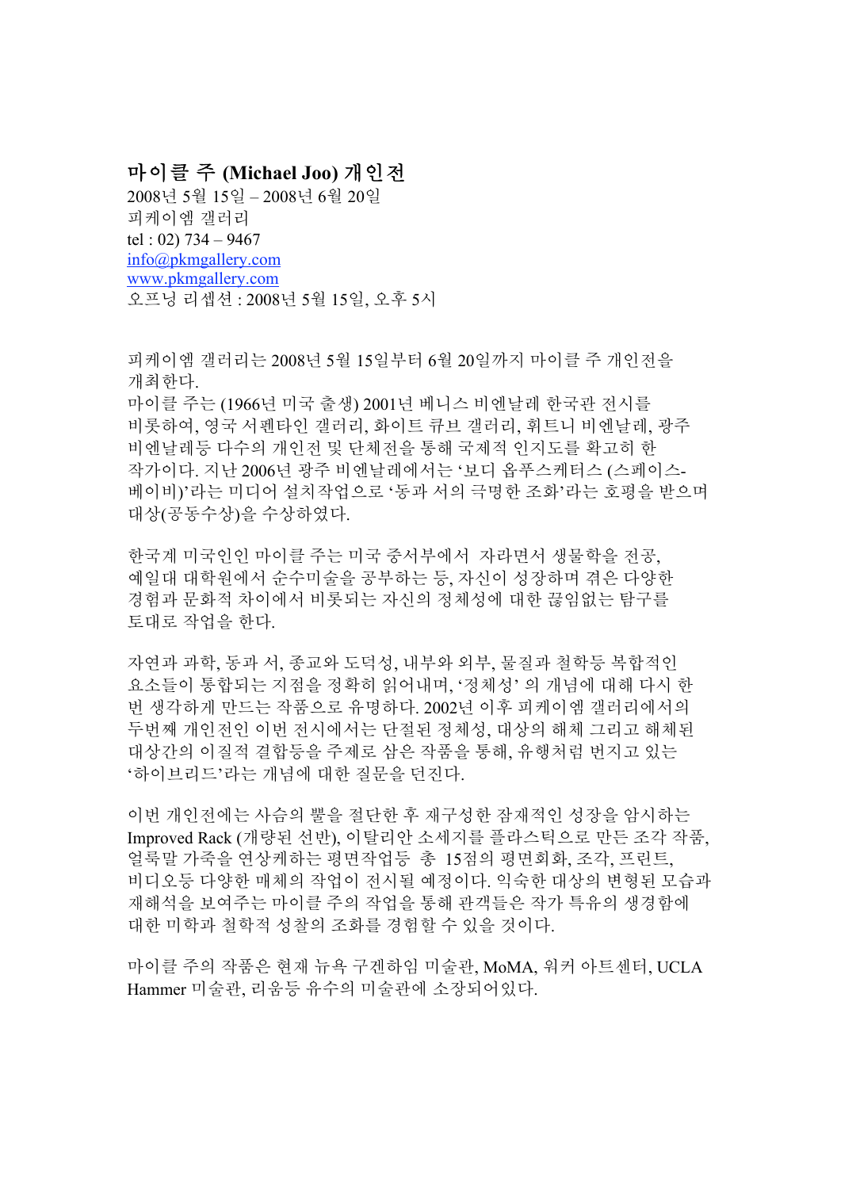# 마이클 주 (Michael Joo) 개인전

2008년 5월 15일 – 2008년 6월 20일
피케이엠 갤러리
tel : 02) 734 – 9467
info@pkmgallery.com
www.pkmgallery.com
오프닝 리셉션 : 2008년 5월 15일, 오후 5시

피케이엠 갤러리는 2008년 5월 15일부터 6월 20일까지 마이클 주 개인전을 개최한다.
마이클 주는 (1966년 미국 출생) 2001년 베니스 비엔날레 한국관 전시를 비롯하여, 영국 서펜타인 갤러리, 화이트 큐브 갤러리, 휘트니 비엔날레, 광주 비엔날레등 다수의 개인전 및 단체전을 통해 국제적 인지도를 확고히 한 작가이다. 지난 2006년 광주 비엔날레에서는 '보디 옵푸스케터스 (스페이스-베이비)'라는 미디어 설치작업으로 '동과 서의 극명한 조화'라는 호평을 받으며 대상(공동수상)을 수상하였다.

한국계 미국인인 마이클 주는 미국 중서부에서 자라면서 생물학을 전공, 예일대 대학원에서 순수미술을 공부하는 등, 자신이 성장하며 겪은 다양한 경험과 문화적 차이에서 비롯되는 자신의 정체성에 대한 끊임없는 탐구를 토대로 작업을 한다.

자연과 과학, 동과 서, 종교와 도덕성, 내부와 외부, 물질과 철학등 복합적인 요소들이 통합되는 지점을 정확히 읽어내며, '정체성' 의 개념에 대해 다시 한 번 생각하게 만드는 작품으로 유명하다. 2002년 이후 피케이엠 갤러리에서의 두번째 개인전인 이번 전시에서는 단절된 정체성, 대상의 해체 그리고 해체된 대상간의 이질적 결합등을 주제로 삼은 작품을 통해, 유행처럼 번지고 있는 '하이브리드'라는 개념에 대한 질문을 던진다.

이번 개인전에는 사슴의 뿔을 절단한 후 재구성한 잠재적인 성장을 암시하는 Improved Rack (개량된 선반), 이탈리안 소세지를 플라스틱으로 만든 조각 작품, 얼룩말 가죽을 연상케하는 평면작업등 총 15점의 평면회화, 조각, 프린트, 비디오등 다양한 매체의 작업이 전시될 예정이다. 익숙한 대상의 변형된 모습과 재해석을 보여주는 마이클 주의 작업을 통해 관객들은 작가 특유의 생경함에 대한 미학과 철학적 성찰의 조화를 경험할 수 있을 것이다.

마이클 주의 작품은 현재 뉴욕 구겐하임 미술관, MoMA, 워커 아트센터, UCLA Hammer 미술관, 리움등 유수의 미술관에 소장되어있다.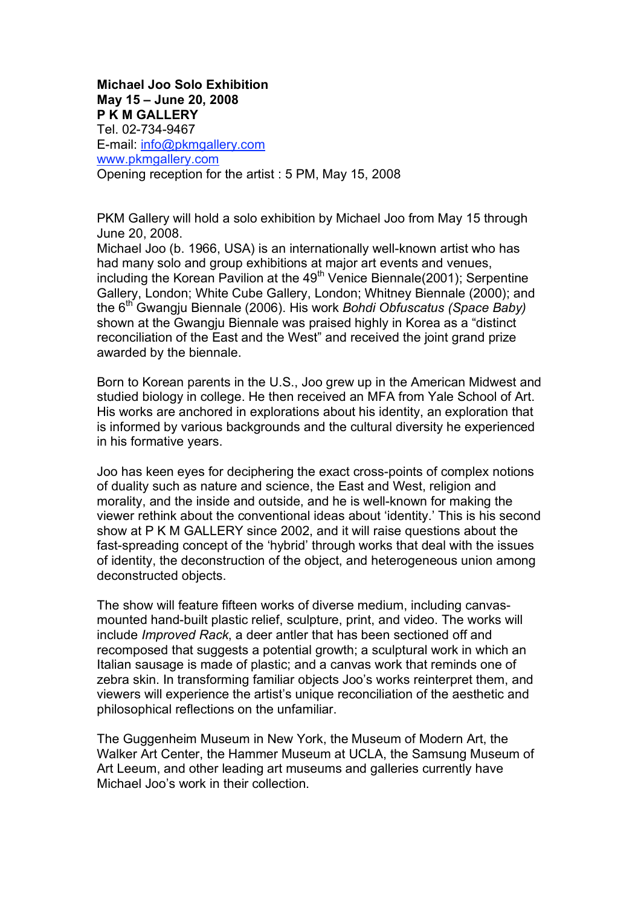**Michael Joo Solo Exhibition**
**May 15 – June 20, 2008**
**P K M GALLERY**
Tel. 02-734-9467
E-mail: info@pkmgallery.com
www.pkmgallery.com
Opening reception for the artist : 5 PM, May 15, 2008

PKM Gallery will hold a solo exhibition by Michael Joo from May 15 through June 20, 2008.
Michael Joo (b. 1966, USA) is an internationally well-known artist who has had many solo and group exhibitions at major art events and venues, including the Korean Pavilion at the 49th Venice Biennale(2001); Serpentine Gallery, London; White Cube Gallery, London; Whitney Biennale (2000); and the 6th Gwangju Biennale (2006). His work *Bohdi Obfuscatus (Space Baby)* shown at the Gwangju Biennale was praised highly in Korea as a "distinct reconciliation of the East and the West" and received the joint grand prize awarded by the biennale.

Born to Korean parents in the U.S., Joo grew up in the American Midwest and studied biology in college. He then received an MFA from Yale School of Art. His works are anchored in explorations about his identity, an exploration that is informed by various backgrounds and the cultural diversity he experienced in his formative years.

Joo has keen eyes for deciphering the exact cross-points of complex notions of duality such as nature and science, the East and West, religion and morality, and the inside and outside, and he is well-known for making the viewer rethink about the conventional ideas about 'identity.' This is his second show at P K M GALLERY since 2002, and it will raise questions about the fast-spreading concept of the 'hybrid' through works that deal with the issues of identity, the deconstruction of the object, and heterogeneous union among deconstructed objects.

The show will feature fifteen works of diverse medium, including canvas-mounted hand-built plastic relief, sculpture, print, and video. The works will include *Improved Rack*, a deer antler that has been sectioned off and recomposed that suggests a potential growth; a sculptural work in which an Italian sausage is made of plastic; and a canvas work that reminds one of zebra skin. In transforming familiar objects Joo's works reinterpret them, and viewers will experience the artist's unique reconciliation of the aesthetic and philosophical reflections on the unfamiliar.

The Guggenheim Museum in New York, the Museum of Modern Art, the Walker Art Center, the Hammer Museum at UCLA, the Samsung Museum of Art Leeum, and other leading art museums and galleries currently have Michael Joo's work in their collection.